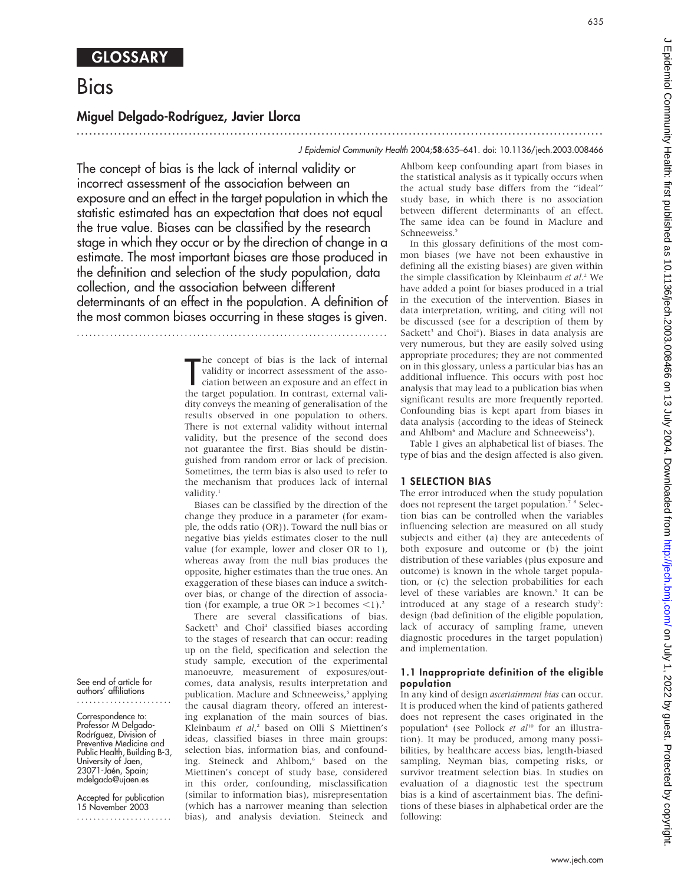# GLOSSARY

# Bias

## Miguel Delgado-Rodríguez, Javier Llorca

The concept of bias is the lack of internal validity or incorrect assessment of the association between an exposure and an effect in the target population in which the statistic estimated has an expectation that does not equal the true value. Biases can be classified by the research stage in which they occur or by the direction of change in a estimate. The most important biases are those produced in the definition and selection of the study population, data collection, and the association between different determinants of an effect in the population. A definition of the most common biases occurring in these stages is given.

The concept of bias is the lack of internal validity or incorrect assessment of the association between an exposure and an effect in the target population. In contrast, external validity conveys the meaning of generalisation of the results observed in one population to others. There is not external validity without internal validity, but the presence of the second does not guarantee the first. Bias should be distinguished from random error or lack of precision. Sometimes, the term bias is also used to refer to the mechanism that produces lack of internal validity.[1]

Biases can be classified by the direction of the change they produce in a parameter (for example, the odds ratio (OR)). Toward the null bias or negative bias yields estimates closer to the null value (for example, lower and closer OR to 1), whereas away from the null bias produces the opposite, higher estimates than the true ones. An exaggeration of these biases can induce a switch-over bias, or change of the direction of association (for example, a true OR $>1$ becomes $<1$).[2]

There are several classifications of bias. Sackett[3] and Choi[4] classified biases according to the stages of research that can occur: reading up on the field, specification and selection the study sample, execution of the experimental manoeuvre, measurement of exposures/outcomes, data analysis, results interpretation and publication. Maclure and Schneeweiss,[5] applying the causal diagram theory, offered an interesting explanation of the main sources of bias. Kleinbaum *et al*,[2] based on Olli S Miettinen's ideas, classified biases in three main groups: selection bias, information bias, and confounding. Steineck and Ahlbom,[6] based on the Miettinen's concept of study base, considered in this order, confounding, misclassification (similar to information bias), misrepresentation (which has a narrower meaning than selection bias), and analysis deviation. Steineck and Ahlbom keep confounding apart from biases in the statistical analysis as it typically occurs when the actual study base differs from the "ideal" study base, in which there is no association between different determinants of an effect. The same idea can be found in Maclure and Schneeweiss.[5]

In this glossary definitions of the most common biases (we have not been exhaustive in defining all the existing biases) are given within the simple classification by Kleinbaum *et al*.[2] We have added a point for biases produced in a trial in the execution of the intervention. Biases in data interpretation, writing, and citing will not be discussed (see for a description of them by Sackett[3] and Choi[4]). Biases in data analysis are very numerous, but they are easily solved using appropriate procedures; they are not commented on in this glossary, unless a particular bias has an additional influence. This occurs with post hoc analysis that may lead to a publication bias when significant results are more frequently reported. Confounding bias is kept apart from biases in data analysis (according to the ideas of Steineck and Ahlbom[6] and Maclure and Schneeweiss[5]).

Table 1 gives an alphabetical list of biases. The type of bias and the design affected is also given.

## 1 SELECTION BIAS

The error introduced when the study population does not represent the target population.[7,8] Selection bias can be controlled when the variables influencing selection are measured on all study subjects and either (a) they are antecedents of both exposure and outcome or (b) the joint distribution of these variables (plus exposure and outcome) is known in the whole target population, or (c) the selection probabilities for each level of these variables are known.[9] It can be introduced at any stage of a research study[7]: design (bad definition of the eligible population, lack of accuracy of sampling frame, uneven diagnostic procedures in the target population) and implementation.

### 1.1 Inappropriate definition of the eligible population

In any kind of design *ascertainment bias* can occur. It is produced when the kind of patients gathered does not represent the cases originated in the population[4] (see Pollock *et al*[10] for an illustration). It may be produced, among many possibilities, by healthcare access bias, length-biased sampling, Neyman bias, competing risks, or survivor treatment selection bias. In studies on evaluation of a diagnostic test the spectrum bias is a kind of ascertainment bias. The definitions of these biases in alphabetical order are the following:

See end of article for authors' affiliations

Correspondence to: Professor M Delgado-Rodríguez, Division of Preventive Medicine and Public Health, Building B-3, University of Jaen, 23071-Jaén, Spain; mdelgado@ujaen.es

Accepted for publication 15 November 2003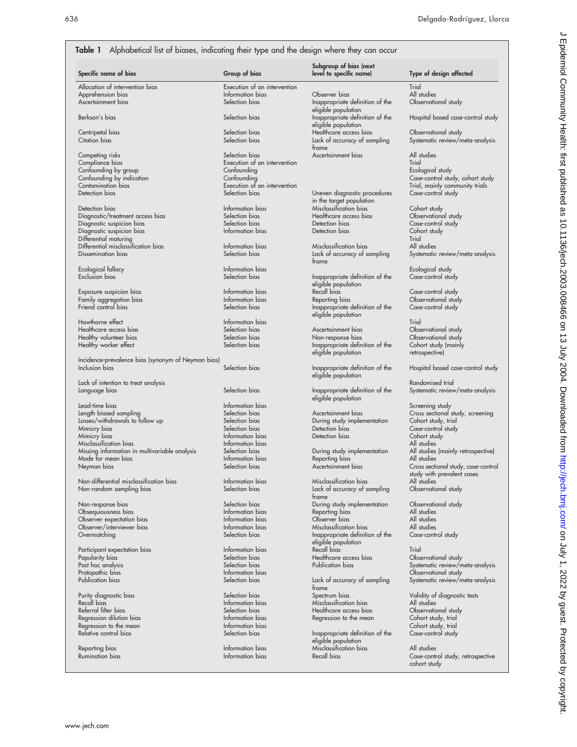**Table 1** Alphabetical list of biases, indicating their type and the design where they can occur

| Specific name of bias | Group of bias | Subgroup of bias (next level to specific name) | Type of design affected |
|---|---|---|---|
| Allocation of intervention bias | Execution of an intervention | | Trial |
| Apprehension bias | Information bias | Observer bias | All studies |
| Ascertainment bias | Selection bias | Inappropriate definition of the eligible population | Observational study |
| Berkson's bias | Selection bias | Inappropriate definition of the eligible population | Hospital based case-control study |
| Centripetal bias | Selection bias | Healthcare access bias | Observational study |
| Citation bias | Selection bias | Lack of accuracy of sampling frame | Systematic review/meta-analysis |
| Competing risks | Selection bias | Ascertainment bias | All studies |
| Compliance bias | Execution of an intervention | | Trial |
| Confounding by group | Confounding | | Ecological study |
| Confounding by indication | Confounding | | Case-control study, cohort study |
| Contamination bias | Execution of an intervention | | Trial, mainly community trials |
| Detection bias | Selection bias | Uneven diagnostic procedures in the target population | Case-control study |
| Detection bias | Information bias | Misclassification bias | Cohort study |
| Diagnostic/treatment access bias | Selection bias | Healthcare access bias | Observational study |
| Diagnostic suspicion bias | Selection bias | Detection bias | Case-control study |
| Diagnostic suspicion bias | Information bias | Detection bias | Cohort study |
| Differential maturing | | | Trial |
| Differential misclassification bias | Information bias | Misclassification bias | All studies |
| Dissemination bias | Selection bias | Lack of accuracy of sampling frame | Systematic review/meta-analysis |
| Ecological fallacy | Information bias | | Ecological study |
| Exclusion bias | Selection bias | Inappropriate definition of the eligible population | Case-control study |
| Exposure suspicion bias | Information bias | Recall bias | Case-control study |
| Family aggregation bias | Information bias | Reporting bias | Observational study |
| Friend control bias | Selection bias | Inappropriate definition of the eligible population | Case-control study |
| Hawthorne effect | Information bias | | Trial |
| Healthcare access bias | Selection bias | Ascertainment bias | Observational study |
| Healthy volunteer bias | Selection bias | Non-response bias | Observational study |
| Healthy worker effect | Selection bias | Inappropriate definition of the eligible population | Cohort study (mainly retrospective) |
| Incidence-prevalence bias (synonym of Neyman bias) | | | |
| Inclusion bias | Selection bias | Inappropriate definition of the eligible population | Hospital based case-control study |
| Lack of intention to treat analysis | | | Randomised trial |
| Language bias | Selection bias | Inappropriate definition of the eligible population | Systematic review/meta-analysis |
| Lead-time bias | Information bias | | Screening study |
| Length biased sampling | Selection bias | Ascertainment bias | Cross sectional study, screening |
| Losses/withdrawals to follow up | Selection bias | During study implementation | Cohort study, trial |
| Mimicry bias | Selection bias | Detection bias | Case-control study |
| Mimicry bias | Information bias | Detection bias | Cohort study |
| Misclassification bias | Information bias | | All studies |
| Missing information in multivariable analysis | Selection bias | During study implementation | All studies (mainly retrospective) |
| Mode for mean bias | Information bias | Reporting bias | All studies |
| Neyman bias | Selection bias | Ascertainment bias | Cross sectional study, case-control study with prevalent cases |
| Non-differential misclassification bias | Information bias | Misclassification bias | All studies |
| Non-random sampling bias | Selection bias | Lack of accuracy of sampling frame | Observational study |
| Non-response bias | Selection bias | During study implementation | Observational study |
| Obsequiousness bias | Information bias | Reporting bias | All studies |
| Observer expectation bias | Information bias | Observer bias | All studies |
| Observer/interviewer bias | Information bias | Misclassification bias | All studies |
| Overmatching | Selection bias | Inappropriate definition of the eligible population | Case-control study |
| Participant expectation bias | Information bias | Recall bias | Trial |
| Popularity bias | Selection bias | Healthcare access bias | Observational study |
| Post hoc analysis | Selection bias | Publication bias | Systematic review/meta-analysis |
| Protopathic bias | Information bias | | Observational study |
| Publication bias | Selection bias | Lack of accuracy of sampling frame | Systematic review/meta-analysis |
| Purity diagnostic bias | Selection bias | Spectrum bias | Validity of diagnostic tests |
| Recall bias | Information bias | Misclassification bias | All studies |
| Referral filter bias | Selection bias | Healthcare access bias | Observational study |
| Regression dilution bias | Information bias | Regression to the mean | Cohort study, trial |
| Regression to the mean | Information bias | | Cohort study, trial |
| Relative control bias | Selection bias | Inappropriate definition of the eligible population | Case-control study |
| Reporting bias | Information bias | Misclassification bias | All studies |
| Rumination bias | Information bias | Recall bias | Case-control study, retrospective cohort study |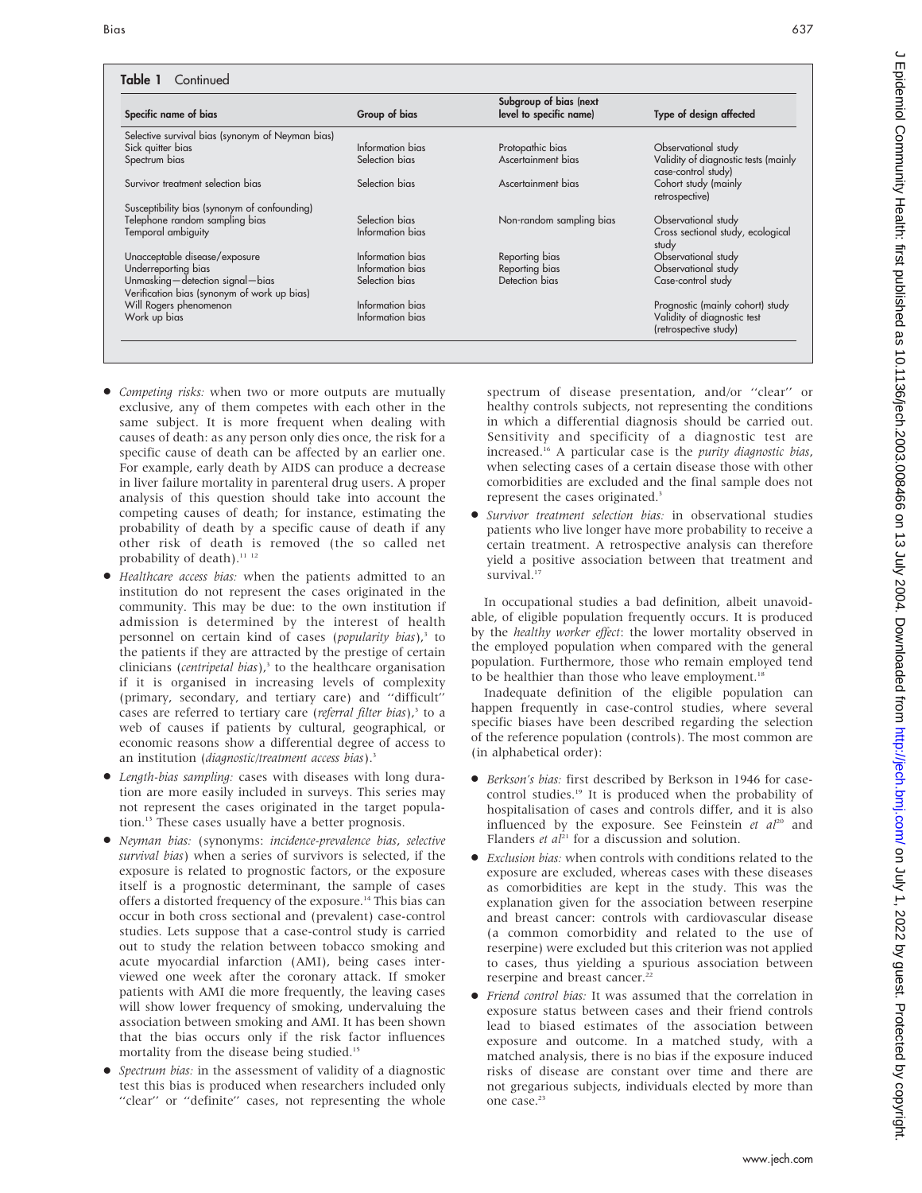**Table 1** Continued

| Specific name of bias | Group of bias | Subgroup of bias (next level to specific name) | Type of design affected |
|---|---|---|---|
| Selective survival bias (synonym of Neyman bias) | | | |
| Sick quitter bias | Information bias | Protopathic bias | Observational study |
| Spectrum bias | Selection bias | Ascertainment bias | Validity of diagnostic tests (mainly case-control study) |
| Survivor treatment selection bias | Selection bias | Ascertainment bias | Cohort study (mainly retrospective) |
| Susceptibility bias (synonym of confounding) | | | |
| Telephone random sampling bias | Selection bias | Non-random sampling bias | Observational study |
| Temporal ambiguity | Information bias | | Cross sectional study, ecological study |
| Unacceptable disease/exposure | Information bias | Reporting bias | Observational study |
| Underreporting bias | Information bias | Reporting bias | Observational study |
| Unmasking—detection signal—bias | Selection bias | Detection bias | Case-control study |
| Verification bias (synonym of work up bias) | | | |
| Will Rogers phenomenon | Information bias | | Prognostic (mainly cohort) study |
| Work up bias | Information bias | | Validity of diagnostic test (retrospective study) |

- *Competing risks:* when two or more outputs are mutually exclusive, any of them competes with each other in the same subject. It is more frequent when dealing with causes of death: as any person only dies once, the risk for a specific cause of death can be affected by an earlier one. For example, early death by AIDS can produce a decrease in liver failure mortality in parenteral drug users. A proper analysis of this question should take into account the competing causes of death; for instance, estimating the probability of death by a specific cause of death if any other risk of death is removed (the so called net probability of death).[11 12]
- *Healthcare access bias:* when the patients admitted to an institution do not represent the cases originated in the community. This may be due: to the own institution if admission is determined by the interest of health personnel on certain kind of cases (*popularity bias*),[3] to the patients if they are attracted by the prestige of certain clinicians (*centripetal bias*),[3] to the healthcare organisation if it is organised in increasing levels of complexity (primary, secondary, and tertiary care) and "difficult" cases are referred to tertiary care (*referral filter bias*),[3] to a web of causes if patients by cultural, geographical, or economic reasons show a differential degree of access to an institution (*diagnostic/treatment access bias*).[3]
- *Length-bias sampling:* cases with diseases with long duration are more easily included in surveys. This series may not represent the cases originated in the target population.[13] These cases usually have a better prognosis.
- *Neyman bias:* (synonyms: *incidence-prevalence bias*, *selective survival bias*) when a series of survivors is selected, if the exposure is related to prognostic factors, or the exposure itself is a prognostic determinant, the sample of cases offers a distorted frequency of the exposure.[14] This bias can occur in both cross sectional and (prevalent) case-control studies. Lets suppose that a case-control study is carried out to study the relation between tobacco smoking and acute myocardial infarction (AMI), being cases interviewed one week after the coronary attack. If smoker patients with AMI die more frequently, the leaving cases will show lower frequency of smoking, undervaluing the association between smoking and AMI. It has been shown that the bias occurs only if the risk factor influences mortality from the disease being studied.[15]
- *Spectrum bias:* in the assessment of validity of a diagnostic test this bias is produced when researchers included only "clear" or "definite" cases, not representing the whole spectrum of disease presentation, and/or "clear" or healthy controls subjects, not representing the conditions in which a differential diagnosis should be carried out. Sensitivity and specificity of a diagnostic test are increased.[16] A particular case is the *purity diagnostic bias*, when selecting cases of a certain disease those with other comorbidities are excluded and the final sample does not represent the cases originated.[3]
- *Survivor treatment selection bias:* in observational studies patients who live longer have more probability to receive a certain treatment. A retrospective analysis can therefore yield a positive association between that treatment and survival.[17]

In occupational studies a bad definition, albeit unavoidable, of eligible population frequently occurs. It is produced by the *healthy worker effect*: the lower mortality observed in the employed population when compared with the general population. Furthermore, those who remain employed tend to be healthier than those who leave employment.[18]

Inadequate definition of the eligible population can happen frequently in case-control studies, where several specific biases have been described regarding the selection of the reference population (controls). The most common are (in alphabetical order):

- *Berkson's bias:* first described by Berkson in 1946 for case-control studies.[19] It is produced when the probability of hospitalisation of cases and controls differ, and it is also influenced by the exposure. See Feinstein *et al*[20] and Flanders *et al*[21] for a discussion and solution.
- *Exclusion bias:* when controls with conditions related to the exposure are excluded, whereas cases with these diseases as comorbidities are kept in the study. This was the explanation given for the association between reserpine and breast cancer: controls with cardiovascular disease (a common comorbidity and related to the use of reserpine) were excluded but this criterion was not applied to cases, thus yielding a spurious association between reserpine and breast cancer.[22]
- *Friend control bias:* It was assumed that the correlation in exposure status between cases and their friend controls lead to biased estimates of the association between exposure and outcome. In a matched study, with a matched analysis, there is no bias if the exposure induced risks of disease are constant over time and there are not gregarious subjects, individuals elected by more than one case.[23]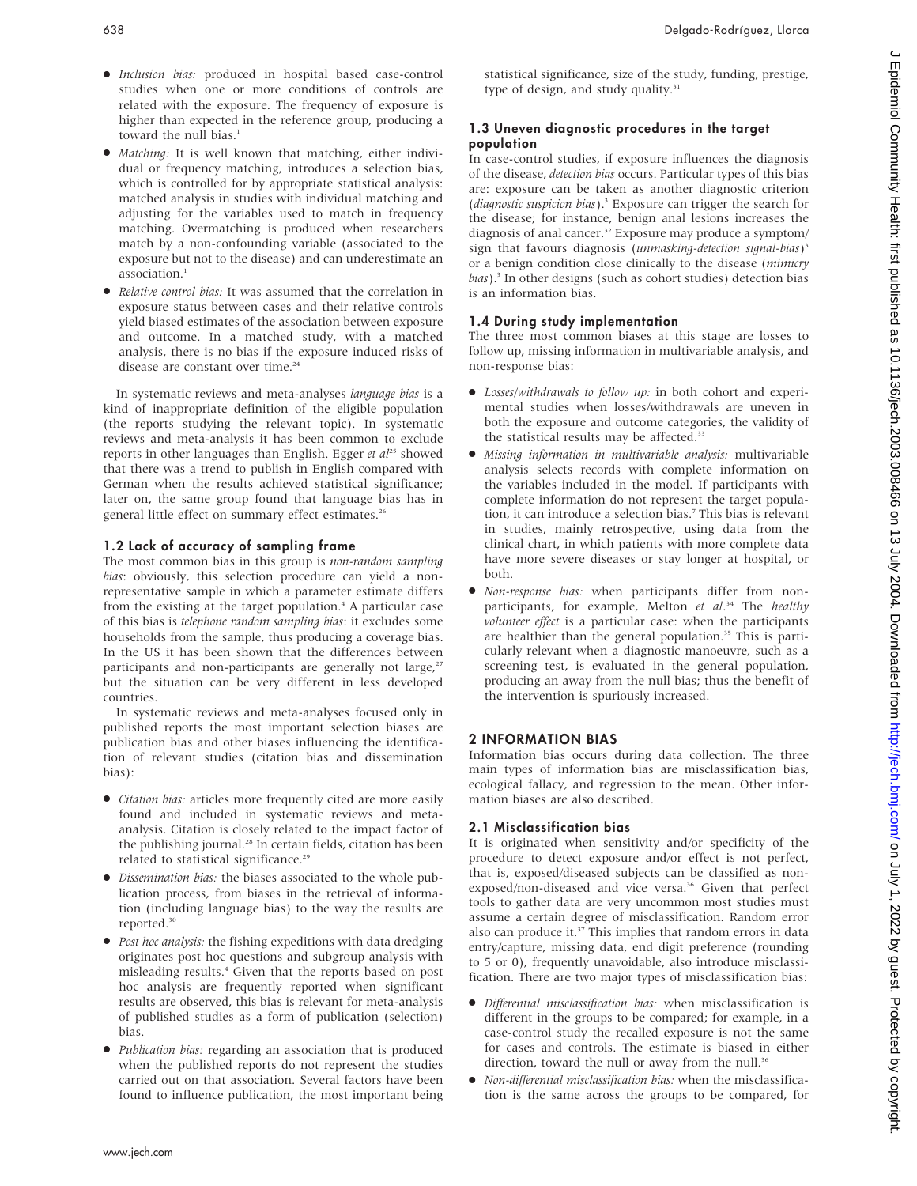- *Inclusion bias:* produced in hospital based case-control studies when one or more conditions of controls are related with the exposure. The frequency of exposure is higher than expected in the reference group, producing a toward the null bias.[1]
- *Matching:* It is well known that matching, either individual or frequency matching, introduces a selection bias, which is controlled for by appropriate statistical analysis: matched analysis in studies with individual matching and adjusting for the variables used to match in frequency matching. Overmatching is produced when researchers match by a non-confounding variable (associated to the exposure but not to the disease) and can underestimate an association.[1]
- *Relative control bias:* It was assumed that the correlation in exposure status between cases and their relative controls yield biased estimates of the association between exposure and outcome. In a matched study, with a matched analysis, there is no bias if the exposure induced risks of disease are constant over time.[24]

In systematic reviews and meta-analyses *language bias* is a kind of inappropriate definition of the eligible population (the reports studying the relevant topic). In systematic reviews and meta-analysis it has been common to exclude reports in other languages than English. Egger *et al*[25] showed that there was a trend to publish in English compared with German when the results achieved statistical significance; later on, the same group found that language bias has in general little effect on summary effect estimates.[26]

### 1.2 Lack of accuracy of sampling frame

The most common bias in this group is *non-random sampling bias*: obviously, this selection procedure can yield a non-representative sample in which a parameter estimate differs from the existing at the target population.[4] A particular case of this bias is *telephone random sampling bias*: it excludes some households from the sample, thus producing a coverage bias. In the US it has been shown that the differences between participants and non-participants are generally not large,[27] but the situation can be very different in less developed countries.

In systematic reviews and meta-analyses focused only in published reports the most important selection biases are publication bias and other biases influencing the identification of relevant studies (citation bias and dissemination bias):

- *Citation bias:* articles more frequently cited are more easily found and included in systematic reviews and meta-analysis. Citation is closely related to the impact factor of the publishing journal.[28] In certain fields, citation has been related to statistical significance.[29]
- *Dissemination bias:* the biases associated to the whole publication process, from biases in the retrieval of information (including language bias) to the way the results are reported.[30]
- *Post hoc analysis:* the fishing expeditions with data dredging originates post hoc questions and subgroup analysis with misleading results.[4] Given that the reports based on post hoc analysis are frequently reported when significant results are observed, this bias is relevant for meta-analysis of published studies as a form of publication (selection) bias.
- *Publication bias:* regarding an association that is produced when the published reports do not represent the studies carried out on that association. Several factors have been found to influence publication, the most important being statistical significance, size of the study, funding, prestige, type of design, and study quality.[31]

### 1.3 Uneven diagnostic procedures in the target population

In case-control studies, if exposure influences the diagnosis of the disease, *detection bias* occurs. Particular types of this bias are: exposure can be taken as another diagnostic criterion (*diagnostic suspicion bias*).[3] Exposure can trigger the search for the disease; for instance, benign anal lesions increases the diagnosis of anal cancer.[32] Exposure may produce a symptom/sign that favours diagnosis (*unmasking-detection signal-bias*)[3] or a benign condition close clinically to the disease (*mimicry bias*).[3] In other designs (such as cohort studies) detection bias is an information bias.

### 1.4 During study implementation

The three most common biases at this stage are losses to follow up, missing information in multivariable analysis, and non-response bias:

- *Losses/withdrawals to follow up:* in both cohort and experimental studies when losses/withdrawals are uneven in both the exposure and outcome categories, the validity of the statistical results may be affected.[33]
- *Missing information in multivariable analysis:* multivariable analysis selects records with complete information on the variables included in the model. If participants with complete information do not represent the target population, it can introduce a selection bias.[7] This bias is relevant in studies, mainly retrospective, using data from the clinical chart, in which patients with more complete data have more severe diseases or stay longer at hospital, or both.
- *Non-response bias:* when participants differ from non-participants, for example, Melton *et al*.[34] The *healthy volunteer effect* is a particular case: when the participants are healthier than the general population.[35] This is particularly relevant when a diagnostic manoeuvre, such as a screening test, is evaluated in the general population, producing an away from the null bias; thus the benefit of the intervention is spuriously increased.

## 2 INFORMATION BIAS

Information bias occurs during data collection. The three main types of information bias are misclassification bias, ecological fallacy, and regression to the mean. Other information biases are also described.

### 2.1 Misclassification bias

It is originated when sensitivity and/or specificity of the procedure to detect exposure and/or effect is not perfect, that is, exposed/diseased subjects can be classified as non-exposed/non-diseased and vice versa.[36] Given that perfect tools to gather data are very uncommon most studies must assume a certain degree of misclassification. Random error also can produce it.[37] This implies that random errors in data entry/capture, missing data, end digit preference (rounding to 5 or 0), frequently unavoidable, also introduce misclassification. There are two major types of misclassification bias:

- *Differential misclassification bias:* when misclassification is different in the groups to be compared; for example, in a case-control study the recalled exposure is not the same for cases and controls. The estimate is biased in either direction, toward the null or away from the null.[36]
- *Non-differential misclassification bias:* when the misclassification is the same across the groups to be compared, for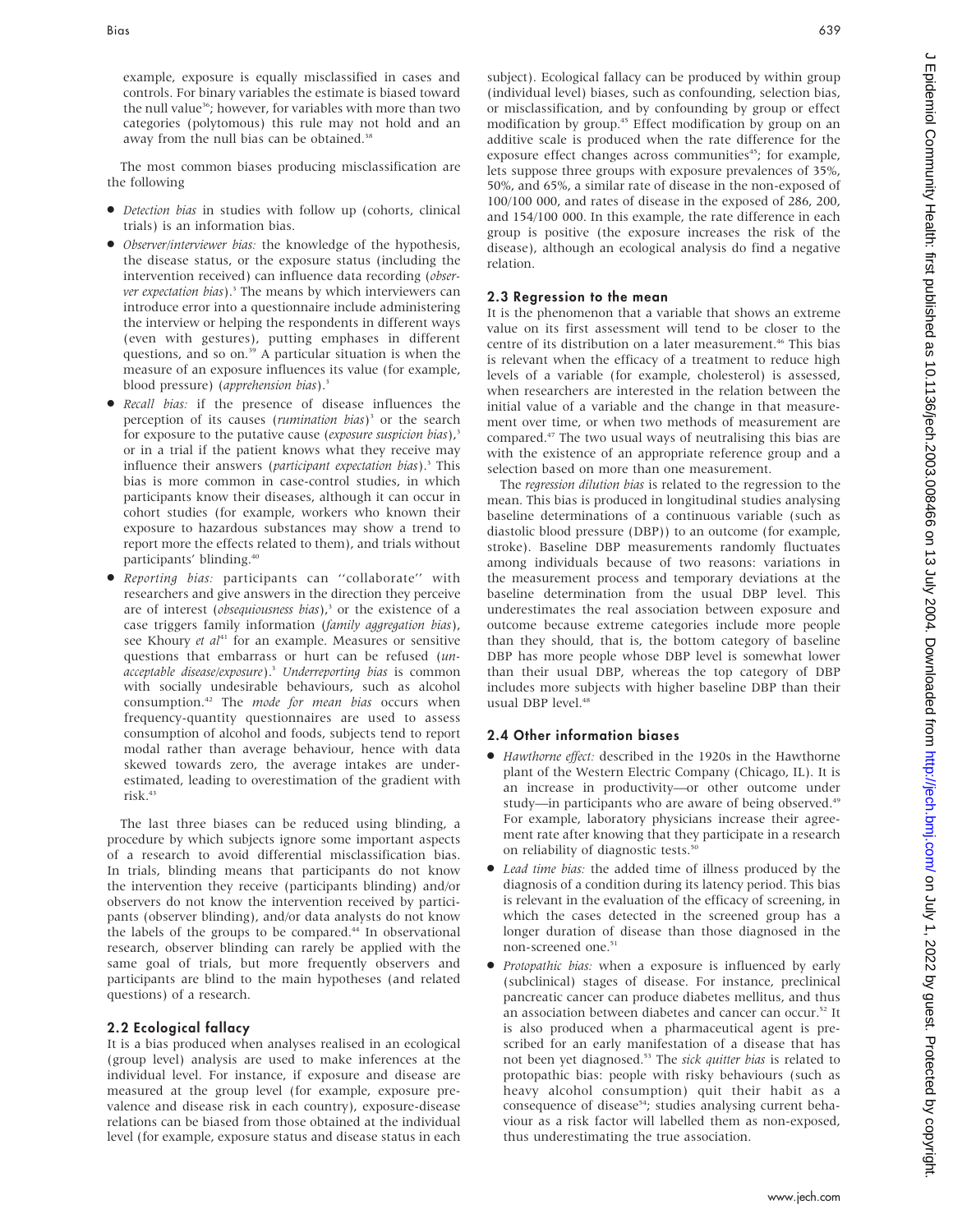example, exposure is equally misclassified in cases and controls. For binary variables the estimate is biased toward the null value[36]; however, for variables with more than two categories (polytomous) this rule may not hold and an away from the null bias can be obtained.[38]

The most common biases producing misclassification are the following

- *Detection bias* in studies with follow up (cohorts, clinical trials) is an information bias.
- *Observer/interviewer bias:* the knowledge of the hypothesis, the disease status, or the exposure status (including the intervention received) can influence data recording (*observer expectation bias*).[3] The means by which interviewers can introduce error into a questionnaire include administering the interview or helping the respondents in different ways (even with gestures), putting emphases in different questions, and so on.[39] A particular situation is when the measure of an exposure influences its value (for example, blood pressure) (*apprehension bias*).[3]
- *Recall bias:* if the presence of disease influences the perception of its causes (*rumination bias*)[3] or the search for exposure to the putative cause (*exposure suspicion bias*),[3] or in a trial if the patient knows what they receive may influence their answers (*participant expectation bias*).[3] This bias is more common in case-control studies, in which participants know their diseases, although it can occur in cohort studies (for example, workers who known their exposure to hazardous substances may show a trend to report more the effects related to them), and trials without participants' blinding.[40]
- *Reporting bias:* participants can ''collaborate'' with researchers and give answers in the direction they perceive are of interest (*obsequiousness bias*),[3] or the existence of a case triggers family information (*family aggregation bias*), see Khoury *et al*[41] for an example. Measures or sensitive questions that embarrass or hurt can be refused (*unacceptable disease/exposure*).[3] *Underreporting bias* is common with socially undesirable behaviours, such as alcohol consumption.[42] The *mode for mean bias* occurs when frequency-quantity questionnaires are used to assess consumption of alcohol and foods, subjects tend to report modal rather than average behaviour, hence with data skewed towards zero, the average intakes are underestimated, leading to overestimation of the gradient with risk.[43]

The last three biases can be reduced using blinding, a procedure by which subjects ignore some important aspects of a research to avoid differential misclassification bias. In trials, blinding means that participants do not know the intervention they receive (participants blinding) and/or observers do not know the intervention received by participants (observer blinding), and/or data analysts do not know the labels of the groups to be compared.[44] In observational research, observer blinding can rarely be applied with the same goal of trials, but more frequently observers and participants are blind to the main hypotheses (and related questions) of a research.

### 2.2 Ecological fallacy

It is a bias produced when analyses realised in an ecological (group level) analysis are used to make inferences at the individual level. For instance, if exposure and disease are measured at the group level (for example, exposure prevalence and disease risk in each country), exposure-disease relations can be biased from those obtained at the individual level (for example, exposure status and disease status in each subject). Ecological fallacy can be produced by within group (individual level) biases, such as confounding, selection bias, or misclassification, and by confounding by group or effect modification by group.[45] Effect modification by group on an additive scale is produced when the rate difference for the exposure effect changes across communities[45]; for example, lets suppose three groups with exposure prevalences of 35%, 50%, and 65%, a similar rate of disease in the non-exposed of 100/100 000, and rates of disease in the exposed of 286, 200, and 154/100 000. In this example, the rate difference in each group is positive (the exposure increases the risk of the disease), although an ecological analysis do find a negative relation.

### 2.3 Regression to the mean

It is the phenomenon that a variable that shows an extreme value on its first assessment will tend to be closer to the centre of its distribution on a later measurement.[46] This bias is relevant when the efficacy of a treatment to reduce high levels of a variable (for example, cholesterol) is assessed, when researchers are interested in the relation between the initial value of a variable and the change in that measurement over time, or when two methods of measurement are compared.[47] The two usual ways of neutralising this bias are with the existence of an appropriate reference group and a selection based on more than one measurement.

The *regression dilution bias* is related to the regression to the mean. This bias is produced in longitudinal studies analysing baseline determinations of a continuous variable (such as diastolic blood pressure (DBP)) to an outcome (for example, stroke). Baseline DBP measurements randomly fluctuates among individuals because of two reasons: variations in the measurement process and temporary deviations at the baseline determination from the usual DBP level. This underestimates the real association between exposure and outcome because extreme categories include more people than they should, that is, the bottom category of baseline DBP has more people whose DBP level is somewhat lower than their usual DBP, whereas the top category of DBP includes more subjects with higher baseline DBP than their usual DBP level.[48]

### 2.4 Other information biases

- *Hawthorne effect:* described in the 1920s in the Hawthorne plant of the Western Electric Company (Chicago, IL). It is an increase in productivity—or other outcome under study—in participants who are aware of being observed.[49] For example, laboratory physicians increase their agreement rate after knowing that they participate in a research on reliability of diagnostic tests.[50]
- *Lead time bias:* the added time of illness produced by the diagnosis of a condition during its latency period. This bias is relevant in the evaluation of the efficacy of screening, in which the cases detected in the screened group has a longer duration of disease than those diagnosed in the non-screened one.[51]
- *Protopathic bias:* when a exposure is influenced by early (subclinical) stages of disease. For instance, preclinical pancreatic cancer can produce diabetes mellitus, and thus an association between diabetes and cancer can occur.[52] It is also produced when a pharmaceutical agent is prescribed for an early manifestation of a disease that has not been yet diagnosed.[53] The *sick quitter bias* is related to protopathic bias: people with risky behaviours (such as heavy alcohol consumption) quit their habit as a consequence of disease[54]; studies analysing current behaviour as a risk factor will labelled them as non-exposed, thus underestimating the true association.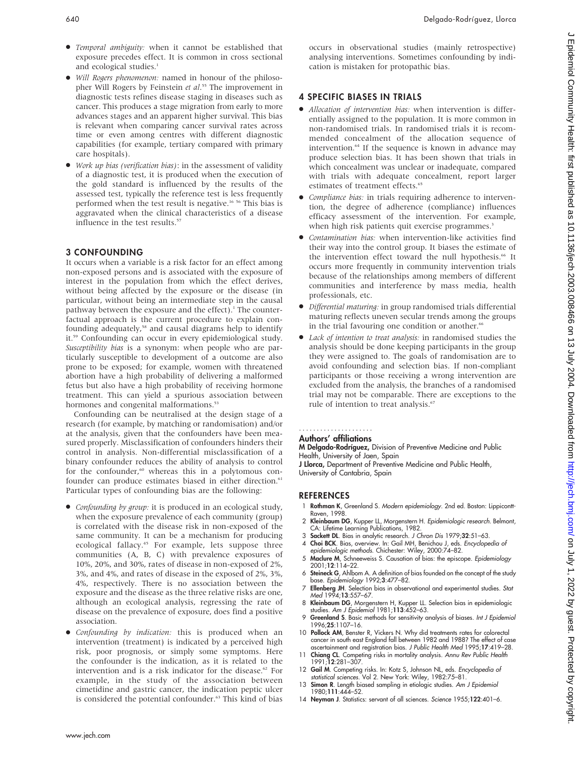- *Temporal ambiguity:* when it cannot be established that exposure precedes effect. It is common in cross sectional and ecological studies.[1]
- *Will Rogers phenomenon:* named in honour of the philosopher Will Rogers by Feinstein *et al*.[55] The improvement in diagnostic tests refines disease staging in diseases such as cancer. This produces a stage migration from early to more advances stages and an apparent higher survival. This bias is relevant when comparing cancer survival rates across time or even among centres with different diagnostic capabilities (for example, tertiary compared with primary care hospitals).
- *Work up bias (verification bias)*: in the assessment of validity of a diagnostic test, it is produced when the execution of the gold standard is influenced by the results of the assessed test, typically the reference test is less frequently performed when the test result is negative.[16 56] This bias is aggravated when the clinical characteristics of a disease influence in the test results.[57]

## 3 CONFOUNDING

It occurs when a variable is a risk factor for an effect among non-exposed persons and is associated with the exposure of interest in the population from which the effect derives, without being affected by the exposure or the disease (in particular, without being an intermediate step in the causal pathway between the exposure and the effect).[1] The counterfactual approach is the current procedure to explain confounding adequately,[58] and causal diagrams help to identify it.[59] Confounding can occur in every epidemiological study. *Susceptibility bias* is a synonym: when people who are particularly susceptible to development of a outcome are also prone to be exposed; for example, women with threatened abortion have a high probability of delivering a malformed fetus but also have a high probability of receiving hormone treatment. This can yield a spurious association between hormones and congenital malformations.[53]

Confounding can be neutralised at the design stage of a research (for example, by matching or randomisation) and/or at the analysis, given that the confounders have been measured properly. Misclassification of confounders hinders their control in analysis. Non-differential misclassification of a binary confounder reduces the ability of analysis to control for the confounder,[60] whereas this in a polytomous confounder can produce estimates biased in either direction.[61] Particular types of confounding bias are the following:

- *Confounding by group:* it is produced in an ecological study, when the exposure prevalence of each community (group) is correlated with the disease risk in non-exposed of the same community. It can be a mechanism for producing ecological fallacy.[45] For example, lets suppose three communities (A, B, C) with prevalence exposures of 10%, 20%, and 30%, rates of disease in non-exposed of 2%, 3%, and 4%, and rates of disease in the exposed of 2%, 3%, 4%, respectively. There is no association between the exposure and the disease as the three relative risks are one, although an ecological analysis, regressing the rate of disease on the prevalence of exposure, does find a positive association.
- *Confounding by indication:* this is produced when an intervention (treatment) is indicated by a perceived high risk, poor prognosis, or simply some symptoms. Here the confounder is the indication, as it is related to the intervention and is a risk indicator for the disease.[62] For example, in the study of the association between cimetidine and gastric cancer, the indication peptic ulcer is considered the potential confounder.[63] This kind of bias occurs in observational studies (mainly retrospective) analysing interventions. Sometimes confounding by indication is mistaken for protopathic bias.

## 4 SPECIFIC BIASES IN TRIALS

- *Allocation of intervention bias:* when intervention is differentially assigned to the population. It is more common in non-randomised trials. In randomised trials it is recommended concealment of the allocation sequence of intervention.[64] If the sequence is known in advance may produce selection bias. It has been shown that trials in which concealment was unclear or inadequate, compared with trials with adequate concealment, report larger estimates of treatment effects.[65]
- *Compliance bias:* in trials requiring adherence to intervention, the degree of adherence (compliance) influences efficacy assessment of the intervention. For example, when high risk patients quit exercise programmes.[3]
- *Contamination bias:* when intervention-like activities find their way into the control group. It biases the estimate of the intervention effect toward the null hypothesis.[66] It occurs more frequently in community intervention trials because of the relationships among members of different communities and interference by mass media, health professionals, etc.
- *Differential maturing:* in group randomised trials differential maturing reflects uneven secular trends among the groups in the trial favouring one condition or another.[66]
- *Lack of intention to treat analysis:* in randomised studies the analysis should be done keeping participants in the group they were assigned to. The goals of randomisation are to avoid confounding and selection bias. If non-compliant participants or those receiving a wrong intervention are excluded from the analysis, the branches of a randomised trial may not be comparable. There are exceptions to the rule of intention to treat analysis.[67]

### Authors' affiliations

**M Delgado-Rodríguez,** Division of Preventive Medicine and Public Health, University of Jaen, Spain
**J Llorca,** Department of Preventive Medicine and Public Health, University of Cantabria, Spain

## REFERENCES

1. **Rothman K**, Greenland S. *Modern epidemiology*. 2nd ed. Boston: Lippincott-Raven, 1998.
2. **Kleinbaum DG**, Kupper LL, Morgenstern H. *Epidemiologic research*. Belmont, CA: Lifetime Learning Publications, 1982.
3. **Sackett DL**. Bias in analytic research. *J Chron Dis* 1979;**32**:51–63.
4. **Choi BCK**. Bias, overview. In: Gail MH, Benichou J, eds. *Encyclopedia of epidemiologic methods*. Chichester: Wiley, 2000:74–82.
5. **Maclure M**, Schneeweiss S. Causation of bias: the episcope. *Epidemiology* 2001;**12**:114–22.
6. **Steineck G**, Ahlbom A. A definition of bias founded on the concept of the study base. *Epidemiology* 1992;**3**:477–82.
7. **Ellenberg JH**. Selection bias in observational and experimental studies. *Stat Med* 1994;**13**:557–67.
8. **Kleinbaum DG**, Morgenstern H, Kupper LL. Selection bias in epidemiologic studies. *Am J Epidemiol* 1981;**113**:452–63.
9. **Greenland S**. Basic methods for sensitivity analysis of biases. *Int J Epidemiol* 1996;**25**:1107–16.
10. **Pollock AM**, Benster R, Vickers N. Why did treatments rates for colorectal cancer in south east England fall between 1982 and 1988? The effect of case ascertainment and registration bias. *J Public Health Med* 1995;**17**:419–28.
11. **Chiang CL**. Competing risks in mortality analysis. *Annu Rev Public Health* 1991;**12**:281–307.
12. **Gail M**. Competing risks. In: Kotz S, Johnson NL, eds. *Encyclopedia of statistical sciences*. Vol 2. New York: Wiley, 1982:75–81.
13. **Simon R**. Length biased sampling in etiologic studies. *Am J Epidemiol* 1980;**111**:444–52.
14. **Neyman J**. Statistics: servant of all sciences. *Science* 1955;**122**:401–6.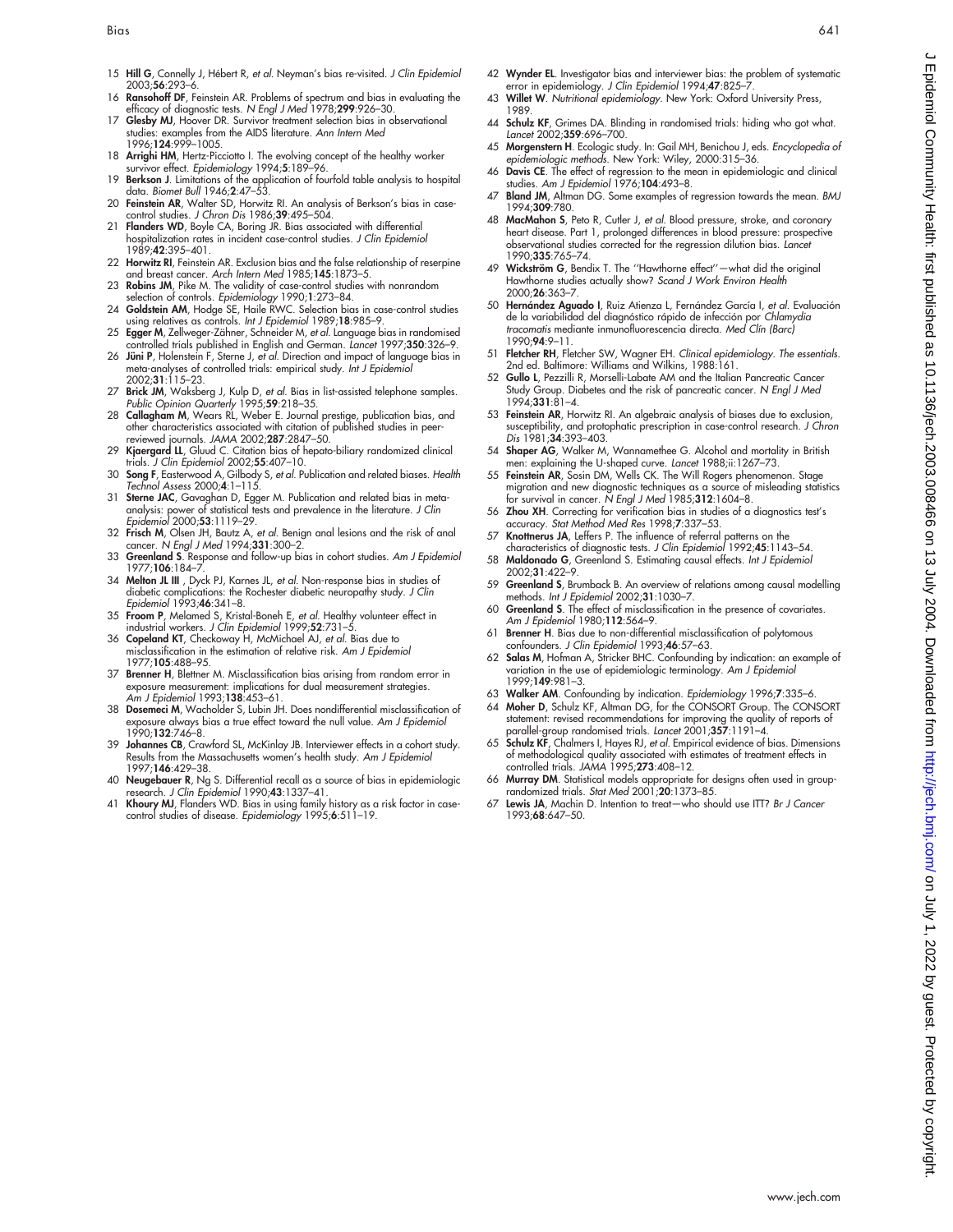15 **Hill G**, Connelly J, Hébert R, *et al*. Neyman's bias re-visited. *J Clin Epidemiol* 2003;**56**:293–6.

16 **Ransohoff DF**, Feinstein AR. Problems of spectrum and bias in evaluating the efficacy of diagnostic tests. *N Engl J Med* 1978;**299**:926–30.

17 **Glesby MJ**, Hoover DR. Survivor treatment selection bias in observational studies: examples from the AIDS literature. *Ann Intern Med* 1996;**124**:999–1005.

18 **Arrighi HM**, Hertz-Picciotto I. The evolving concept of the healthy worker survivor effect. *Epidemiology* 1994;**5**:189–96.

19 **Berkson J**. Limitations of the application of fourfold table analysis to hospital data. *Biomet Bull* 1946;**2**:47–53.

20 **Feinstein AR**, Walter SD, Horwitz RI. An analysis of Berkson's bias in case-control studies. *J Chron Dis* 1986;**39**:495–504.

21 **Flanders WD**, Boyle CA, Boring JR. Bias associated with differential hospitalization rates in incident case-control studies. *J Clin Epidemiol* 1989;**42**:395–401.

22 **Horwitz RI**, Feinstein AR. Exclusion bias and the false relationship of reserpine and breast cancer. *Arch Intern Med* 1985;**145**:1873–5.

23 **Robins JM**, Pike M. The validity of case-control studies with nonrandom selection of controls. *Epidemiology* 1990;**1**:273–84.

24 **Goldstein AM**, Hodge SE, Haile RWC. Selection bias in case-control studies using relatives as controls. *Int J Epidemiol* 1989;**18**:985–9.

25 **Egger M**, Zellweger-Zähner, Schneider M, *et al*. Language bias in randomised controlled trials published in English and German. *Lancet* 1997;**350**:326–9.

26 **Jüni P**, Holenstein F, Sterne J, *et al*. Direction and impact of language bias in meta-analyses of controlled trials: empirical study. *Int J Epidemiol* 2002;**31**:115–23.

27 **Brick JM**, Waksberg J, Kulp D, *et al*. Bias in list-assisted telephone samples. *Public Opinion Quarterly* 1995;**59**:218–35.

28 **Callagham M**, Wears RL, Weber E. Journal prestige, publication bias, and other characteristics associated with citation of published studies in peer-reviewed journals. *JAMA* 2002;**287**:2847–50.

29 **Kjaergard LL**, Gluud C. Citation bias of hepato-biliary randomized clinical trials. *J Clin Epidemiol* 2002;**55**:407–10.

30 **Song F**, Easterwood A, Gilbody S, *et al*. Publication and related biases. *Health Technol Assess* 2000;**4**:1–115.

31 **Sterne JAC**, Gavaghan D, Egger M. Publication and related bias in meta-analysis: power of statistical tests and prevalence in the literature. *J Clin Epidemiol* 2000;**53**:1119–29.

32 **Frisch M**, Olsen JH, Bautz A, *et al*. Benign anal lesions and the risk of anal cancer. *N Engl J Med* 1994;**331**:300–2.

33 **Greenland S**. Response and follow-up bias in cohort studies. *Am J Epidemiol* 1977;**106**:184–7.

34 **Melton JL III** , Dyck PJ, Karnes JL, *et al*. Non-response bias in studies of diabetic complications: the Rochester diabetic neuropathy study. *J Clin Epidemiol* 1993;**46**:341–8.

35 **Froom P**, Melamed S, Kristal-Boneh E, *et al*. Healthy volunteer effect in industrial workers. *J Clin Epidemiol* 1999;**52**:731–5.

36 **Copeland KT**, Checkoway H, McMichael AJ, *et al*. Bias due to misclassification in the estimation of relative risk. *Am J Epidemiol* 1977;**105**:488–95.

37 **Brenner H**, Blettner M. Misclassification bias arising from random error in exposure measurement: implications for dual measurement strategies. *Am J Epidemiol* 1993;**138**:453–61.

38 **Dosemeci M**, Wacholder S, Lubin JH. Does nondifferential misclassification of exposure always bias a true effect toward the null value. *Am J Epidemiol* 1990;**132**:746–8.

39 **Johannes CB**, Crawford SL, McKinlay JB. Interviewer effects in a cohort study. Results from the Massachusetts women's health study. *Am J Epidemiol* 1997;**146**:429–38.

40 **Neugebauer R**, Ng S. Differential recall as a source of bias in epidemiologic research. *J Clin Epidemiol* 1990;**43**:1337–41.

41 **Khoury MJ**, Flanders WD. Bias in using family history as a risk factor in case-control studies of disease. *Epidemiology* 1995;**6**:511–19.

42 **Wynder EL**. Investigator bias and interviewer bias: the problem of systematic error in epidemiology. *J Clin Epidemiol* 1994;**47**:825–7.

43 **Willet W**. *Nutritional epidemiology*. New York: Oxford University Press, 1989.

44 **Schulz KF**, Grimes DA. Blinding in randomised trials: hiding who got what. *Lancet* 2002;**359**:696–700.

45 **Morgenstern H**. Ecologic study. In: Gail MH, Benichou J, eds. *Encyclopedia of epidemiologic methods*. New York: Wiley, 2000:315–36.

46 **Davis CE**. The effect of regression to the mean in epidemiologic and clinical studies. *Am J Epidemiol* 1976;**104**:493–8.

47 **Bland JM**, Altman DG. Some examples of regression towards the mean. *BMJ* 1994;**309**:780.

48 **MacMahon S**, Peto R, Cutler J, *et al*. Blood pressure, stroke, and coronary heart disease. Part 1, prolonged differences in blood pressure: prospective observational studies corrected for the regression dilution bias. *Lancet* 1990;**335**:765–74.

49 **Wickström G**, Bendix T. The ''Hawthorne effect''—what did the original Hawthorne studies actually show? *Scand J Work Environ Health* 2000;**26**:363–7.

50 **Hernández Aguado I**, Ruiz Atienza L, Fernández García I, *et al*. Evaluación de la variabilidad del diagnóstico rápido de infección por *Chlamydia tracomatis* mediante inmunofluorescencia directa. *Med Clín (Barc)* 1990;**94**:9–11.

51 **Fletcher RH**, Fletcher SW, Wagner EH. *Clinical epidemiology. The essentials*. 2nd ed. Baltimore: Williams and Wilkins, 1988:161.

52 **Gullo L**, Pezzilli R, Morselli-Labate AM and the Italian Pancreatic Cancer Study Group. Diabetes and the risk of pancreatic cancer. *N Engl J Med* 1994;**331**:81–4.

53 **Feinstein AR**, Horwitz RI. An algebraic analysis of biases due to exclusion, susceptibility, and protophatic prescription in case-control research. *J Chron Dis* 1981;**34**:393–403.

54 **Shaper AG**, Walker M, Wannamethee G. Alcohol and mortality in British men: explaining the U-shaped curve. *Lancet* 1988;ii:1267–73.

55 **Feinstein AR**, Sosin DM, Wells CK. The Will Rogers phenomenon. Stage migration and new diagnostic techniques as a source of misleading statistics for survival in cancer. *N Engl J Med* 1985;**312**:1604–8.

56 **Zhou XH**. Correcting for verification bias in studies of a diagnostics test's accuracy. *Stat Method Med Res* 1998;**7**:337–53.

57 **Knottnerus JA**, Leffers P. The influence of referral patterns on the characteristics of diagnostic tests. *J Clin Epidemiol* 1992;**45**:1143–54.

58 **Maldonado G**, Greenland S. Estimating causal effects. *Int J Epidemiol* 2002;**31**:422–9.

59 **Greenland S**, Brumback B. An overview of relations among causal modelling methods. *Int J Epidemiol* 2002;**31**:1030–7.

60 **Greenland S**. The effect of misclassification in the presence of covariates. *Am J Epidemiol* 1980;**112**:564–9.

61 **Brenner H**. Bias due to non-differential misclassification of polytomous confounders. *J Clin Epidemiol* 1993;**46**:57–63.

62 **Salas M**, Hofman A, Stricker BHC. Confounding by indication: an example of variation in the use of epidemiologic terminology. *Am J Epidemiol* 1999;**149**:981–3.

63 **Walker AM**. Confounding by indication. *Epidemiology* 1996;**7**:335–6.

64 **Moher D**, Schulz KF, Altman DG, for the CONSORT Group. The CONSORT statement: revised recommendations for improving the quality of reports of parallel-group randomised trials. *Lancet* 2001;**357**:1191–4.

65 **Schulz KF**, Chalmers I, Hayes RJ, *et al*. Empirical evidence of bias. Dimensions of methodological quality associated with estimates of treatment effects in controlled trials. *JAMA* 1995;**273**:408–12.

66 **Murray DM**. Statistical models appropriate for designs often used in group-randomized trials. *Stat Med* 2001;**20**:1373–85.

67 **Lewis JA**, Machin D. Intention to treat—who should use ITT? *Br J Cancer* 1993;**68**:647–50.